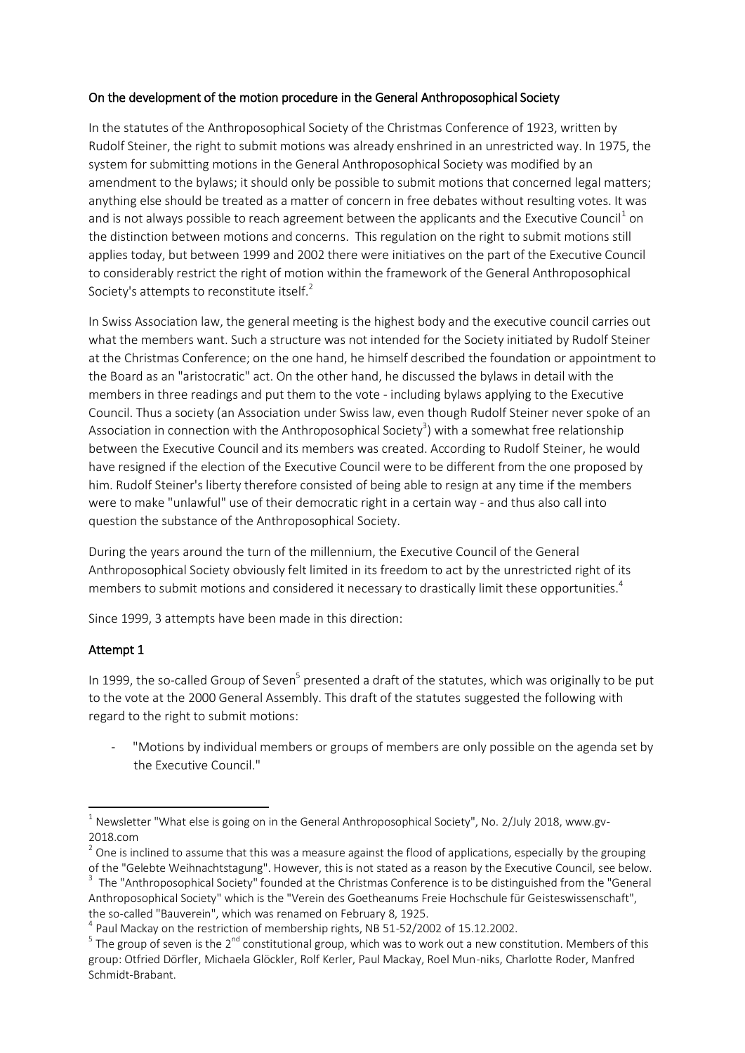On the development of the motion procedure in the General Anthroposophical Society

In the statutes of the Anthroposophical Society of the Christmas Conference of 1923, written by Rudolf Steiner, the right to submit motions was already enshrined in an unrestricted way. In 1975, the system for submitting motions in the General Anthroposophical Society was modified by an amendment to the bylaws; it should only be possible to submit motions that concerned legal matters; anything else should be treated as a matter of concern in free debates without resulting votes. It was and is not always possible to reach agreement between the applicants and the Executive Council[1] on the distinction between motions and concerns. This regulation on the right to submit motions still applies today, but between 1999 and 2002 there were initiatives on the part of the Executive Council to considerably restrict the right of motion within the framework of the General Anthroposophical Society's attempts to reconstitute itself.[2]

In Swiss Association law, the general meeting is the highest body and the executive council carries out what the members want. Such a structure was not intended for the Society initiated by Rudolf Steiner at the Christmas Conference; on the one hand, he himself described the foundation or appointment to the Board as an "aristocratic" act. On the other hand, he discussed the bylaws in detail with the members in three readings and put them to the vote - including bylaws applying to the Executive Council. Thus a society (an Association under Swiss law, even though Rudolf Steiner never spoke of an Association in connection with the Anthroposophical Society[3]) with a somewhat free relationship between the Executive Council and its members was created. According to Rudolf Steiner, he would have resigned if the election of the Executive Council were to be different from the one proposed by him. Rudolf Steiner's liberty therefore consisted of being able to resign at any time if the members were to make "unlawful" use of their democratic right in a certain way - and thus also call into question the substance of the Anthroposophical Society.

During the years around the turn of the millennium, the Executive Council of the General Anthroposophical Society obviously felt limited in its freedom to act by the unrestricted right of its members to submit motions and considered it necessary to drastically limit these opportunities.[4]

Since 1999, 3 attempts have been made in this direction:

## Attempt 1

In 1999, the so-called Group of Seven[5] presented a draft of the statutes, which was originally to be put to the vote at the 2000 General Assembly. This draft of the statutes suggested the following with regard to the right to submit motions:

- "Motions by individual members or groups of members are only possible on the agenda set by the Executive Council."

---

[1] Newsletter "What else is going on in the General Anthroposophical Society", No. 2/July 2018, www.gv-2018.com

[2] One is inclined to assume that this was a measure against the flood of applications, especially by the grouping of the "Gelebte Weihnachtstagung". However, this is not stated as a reason by the Executive Council, see below.

[3] The "Anthroposophical Society" founded at the Christmas Conference is to be distinguished from the "General Anthroposophical Society" which is the "Verein des Goetheanums Freie Hochschule für Geisteswissenschaft", the so-called "Bauverein", which was renamed on February 8, 1925.

[4] Paul Mackay on the restriction of membership rights, NB 51-52/2002 of 15.12.2002.

[5] The group of seven is the 2nd constitutional group, which was to work out a new constitution. Members of this group: Otfried Dörfler, Michaela Glöckler, Rolf Kerler, Paul Mackay, Roel Mun-niks, Charlotte Roder, Manfred Schmidt-Brabant.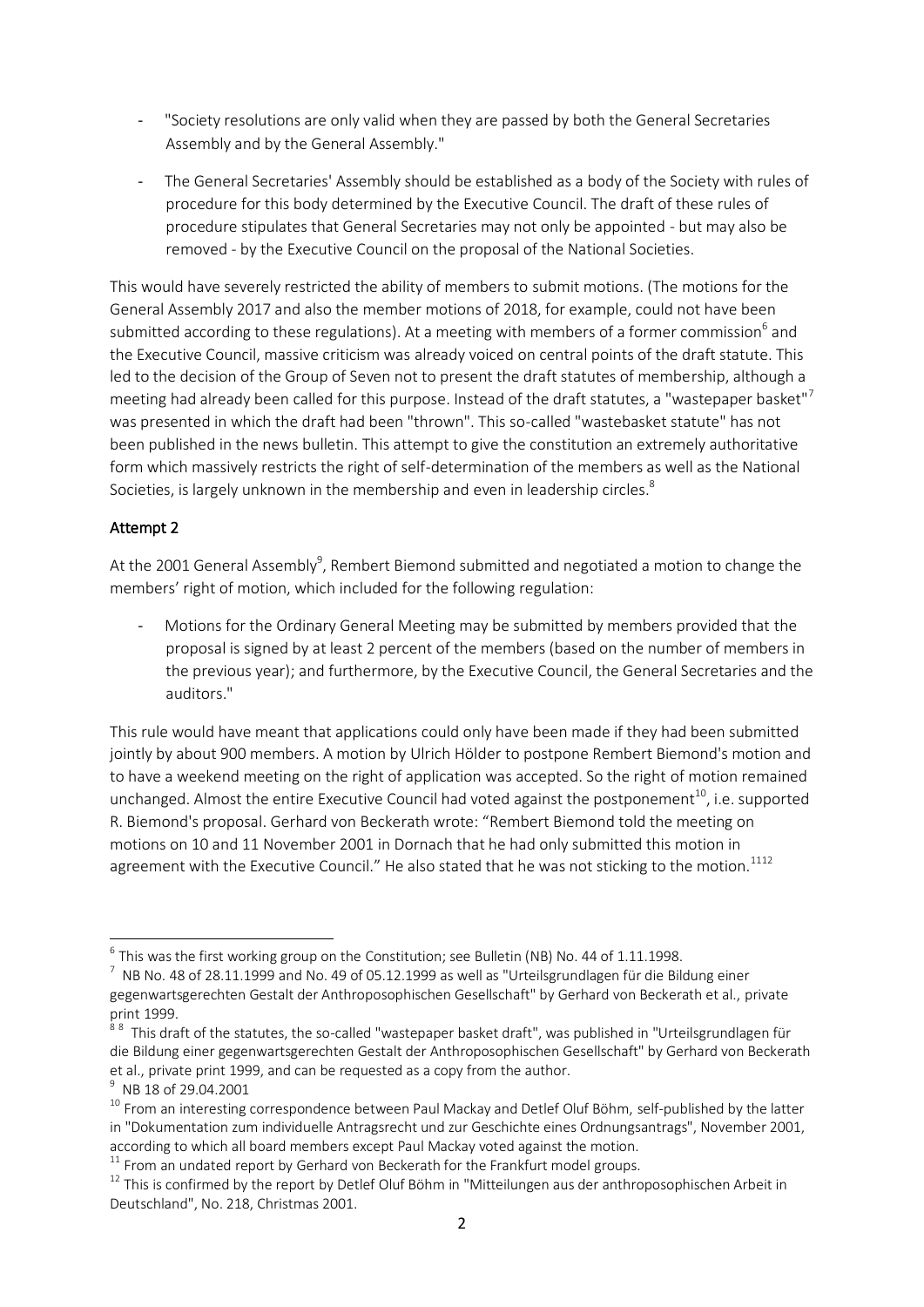- "Society resolutions are only valid when they are passed by both the General Secretaries Assembly and by the General Assembly."

- The General Secretaries' Assembly should be established as a body of the Society with rules of procedure for this body determined by the Executive Council. The draft of these rules of procedure stipulates that General Secretaries may not only be appointed - but may also be removed - by the Executive Council on the proposal of the National Societies.

This would have severely restricted the ability of members to submit motions. (The motions for the General Assembly 2017 and also the member motions of 2018, for example, could not have been submitted according to these regulations). At a meeting with members of a former commission[6] and the Executive Council, massive criticism was already voiced on central points of the draft statute. This led to the decision of the Group of Seven not to present the draft statutes of membership, although a meeting had already been called for this purpose. Instead of the draft statutes, a "wastepaper basket"[7] was presented in which the draft had been "thrown". This so-called "wastebasket statute" has not been published in the news bulletin. This attempt to give the constitution an extremely authoritative form which massively restricts the right of self-determination of the members as well as the National Societies, is largely unknown in the membership and even in leadership circles.[8]

## Attempt 2

At the 2001 General Assembly[9], Rembert Biemond submitted and negotiated a motion to change the members' right of motion, which included for the following regulation:

- Motions for the Ordinary General Meeting may be submitted by members provided that the proposal is signed by at least 2 percent of the members (based on the number of members in the previous year); and furthermore, by the Executive Council, the General Secretaries and the auditors."

This rule would have meant that applications could only have been made if they had been submitted jointly by about 900 members. A motion by Ulrich Hölder to postpone Rembert Biemond's motion and to have a weekend meeting on the right of application was accepted. So the right of motion remained unchanged. Almost the entire Executive Council had voted against the postponement[10], i.e. supported R. Biemond's proposal. Gerhard von Beckerath wrote: "Rembert Biemond told the meeting on motions on 10 and 11 November 2001 in Dornach that he had only submitted this motion in agreement with the Executive Council." He also stated that he was not sticking to the motion.[11][12]

---

[6] This was the first working group on the Constitution; see Bulletin (NB) No. 44 of 1.11.1998.

[7] NB No. 48 of 28.11.1999 and No. 49 of 05.12.1999 as well as "Urteilsgrundlagen für die Bildung einer gegenwartsgerechten Gestalt der Anthroposophischen Gesellschaft" by Gerhard von Beckerath et al., private print 1999.

[8] This draft of the statutes, the so-called "wastepaper basket draft", was published in "Urteilsgrundlagen für die Bildung einer gegenwartsgerechten Gestalt der Anthroposophischen Gesellschaft" by Gerhard von Beckerath et al., private print 1999, and can be requested as a copy from the author.

[9] NB 18 of 29.04.2001

[10] From an interesting correspondence between Paul Mackay and Detlef Oluf Böhm, self-published by the latter in "Dokumentation zum individuelle Antragsrecht und zur Geschichte eines Ordnungsantrags", November 2001, according to which all board members except Paul Mackay voted against the motion.

[11] From an undated report by Gerhard von Beckerath for the Frankfurt model groups.

[12] This is confirmed by the report by Detlef Oluf Böhm in "Mitteilungen aus der anthroposophischen Arbeit in Deutschland", No. 218, Christmas 2001.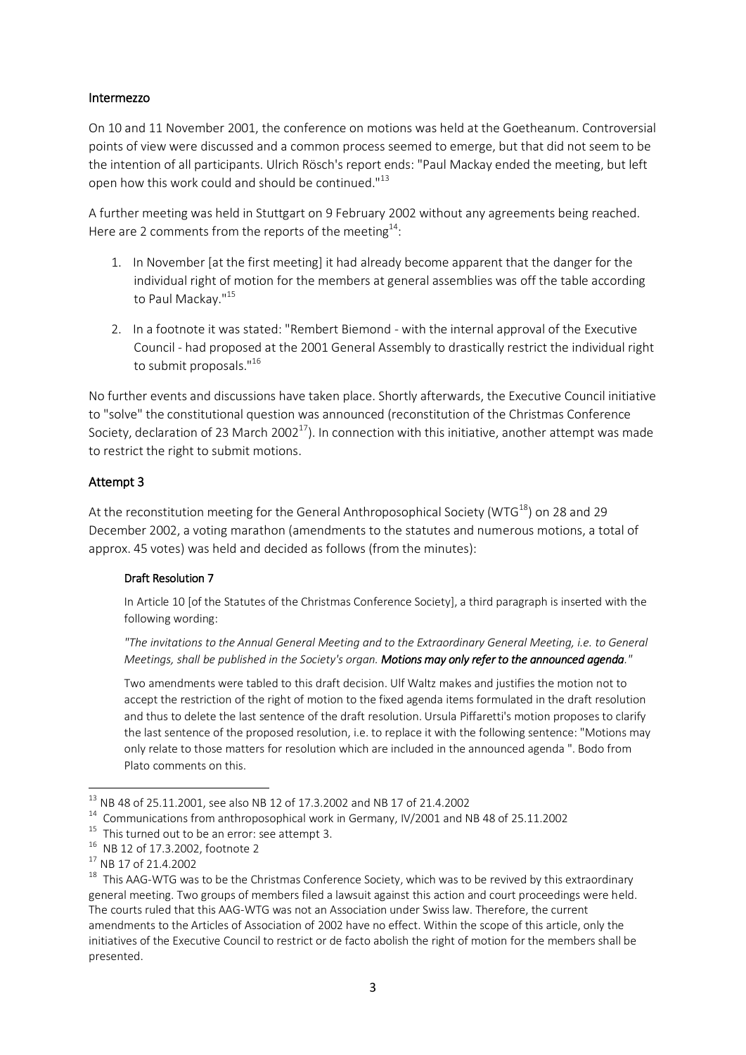## Intermezzo

On 10 and 11 November 2001, the conference on motions was held at the Goetheanum. Controversial points of view were discussed and a common process seemed to emerge, but that did not seem to be the intention of all participants. Ulrich Rösch's report ends: "Paul Mackay ended the meeting, but left open how this work could and should be continued."[13]

A further meeting was held in Stuttgart on 9 February 2002 without any agreements being reached. Here are 2 comments from the reports of the meeting[14]:

1. In November [at the first meeting] it had already become apparent that the danger for the individual right of motion for the members at general assemblies was off the table according to Paul Mackay."[15]
2. In a footnote it was stated: "Rembert Biemond - with the internal approval of the Executive Council - had proposed at the 2001 General Assembly to drastically restrict the individual right to submit proposals."[16]

No further events and discussions have taken place. Shortly afterwards, the Executive Council initiative to "solve" the constitutional question was announced (reconstitution of the Christmas Conference Society, declaration of 23 March 2002[17]). In connection with this initiative, another attempt was made to restrict the right to submit motions.

## Attempt 3

At the reconstitution meeting for the General Anthroposophical Society (WTG[18]) on 28 and 29 December 2002, a voting marathon (amendments to the statutes and numerous motions, a total of approx. 45 votes) was held and decided as follows (from the minutes):

> **Draft Resolution 7**
>
> In Article 10 [of the Statutes of the Christmas Conference Society], a third paragraph is inserted with the following wording:
>
> *"The invitations to the Annual General Meeting and to the Extraordinary General Meeting, i.e. to General Meetings, shall be published in the Society's organ.* ***Motions may only refer to the announced agenda****."*
>
> Two amendments were tabled to this draft decision. Ulf Waltz makes and justifies the motion not to accept the restriction of the right of motion to the fixed agenda items formulated in the draft resolution and thus to delete the last sentence of the draft resolution. Ursula Piffaretti's motion proposes to clarify the last sentence of the proposed resolution, i.e. to replace it with the following sentence: "Motions may only relate to those matters for resolution which are included in the announced agenda ". Bodo from Plato comments on this.

---

[13] NB 48 of 25.11.2001, see also NB 12 of 17.3.2002 and NB 17 of 21.4.2002

[14] Communications from anthroposophical work in Germany, IV/2001 and NB 48 of 25.11.2002

[15] This turned out to be an error: see attempt 3.

[16] NB 12 of 17.3.2002, footnote 2

[17] NB 17 of 21.4.2002

[18] This AAG-WTG was to be the Christmas Conference Society, which was to be revived by this extraordinary general meeting. Two groups of members filed a lawsuit against this action and court proceedings were held. The courts ruled that this AAG-WTG was not an Association under Swiss law. Therefore, the current amendments to the Articles of Association of 2002 have no effect. Within the scope of this article, only the initiatives of the Executive Council to restrict or de facto abolish the right of motion for the members shall be presented.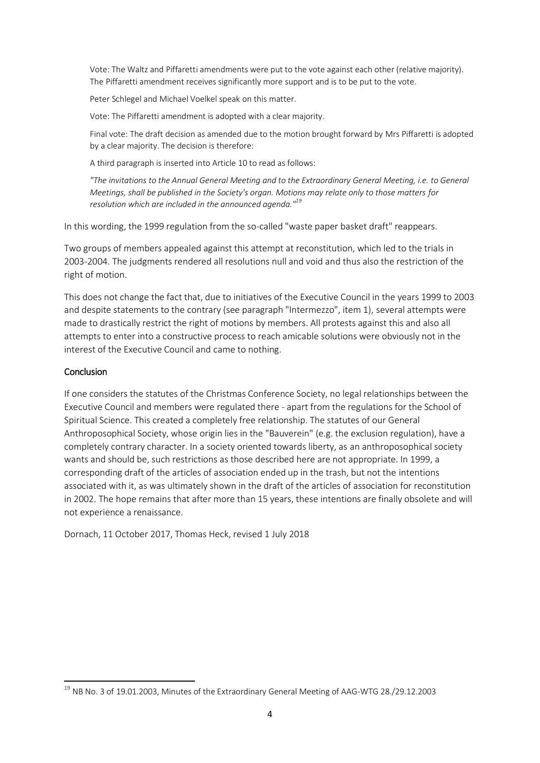Vote: The Waltz and Piffaretti amendments were put to the vote against each other (relative majority). The Piffaretti amendment receives significantly more support and is to be put to the vote.

Peter Schlegel and Michael Voelkel speak on this matter.

Vote: The Piffaretti amendment is adopted with a clear majority.

Final vote: The draft decision as amended due to the motion brought forward by Mrs Piffaretti is adopted by a clear majority. The decision is therefore:

A third paragraph is inserted into Article 10 to read as follows:

*"The invitations to the Annual General Meeting and to the Extraordinary General Meeting, i.e. to General Meetings, shall be published in the Society's organ. Motions may relate only to those matters for resolution which are included in the announced agenda."*[19]

In this wording, the 1999 regulation from the so-called "waste paper basket draft" reappears.

Two groups of members appealed against this attempt at reconstitution, which led to the trials in 2003-2004. The judgments rendered all resolutions null and void and thus also the restriction of the right of motion.

This does not change the fact that, due to initiatives of the Executive Council in the years 1999 to 2003 and despite statements to the contrary (see paragraph "Intermezzo", item 1), several attempts were made to drastically restrict the right of motions by members. All protests against this and also all attempts to enter into a constructive process to reach amicable solutions were obviously not in the interest of the Executive Council and came to nothing.

## Conclusion

If one considers the statutes of the Christmas Conference Society, no legal relationships between the Executive Council and members were regulated there - apart from the regulations for the School of Spiritual Science. This created a completely free relationship. The statutes of our General Anthroposophical Society, whose origin lies in the "Bauverein" (e.g. the exclusion regulation), have a completely contrary character. In a society oriented towards liberty, as an anthroposophical society wants and should be, such restrictions as those described here are not appropriate. In 1999, a corresponding draft of the articles of association ended up in the trash, but not the intentions associated with it, as was ultimately shown in the draft of the articles of association for reconstitution in 2002. The hope remains that after more than 15 years, these intentions are finally obsolete and will not experience a renaissance.

Dornach, 11 October 2017, Thomas Heck, revised 1 July 2018

---

[19] NB No. 3 of 19.01.2003, Minutes of the Extraordinary General Meeting of AAG-WTG 28./29.12.2003